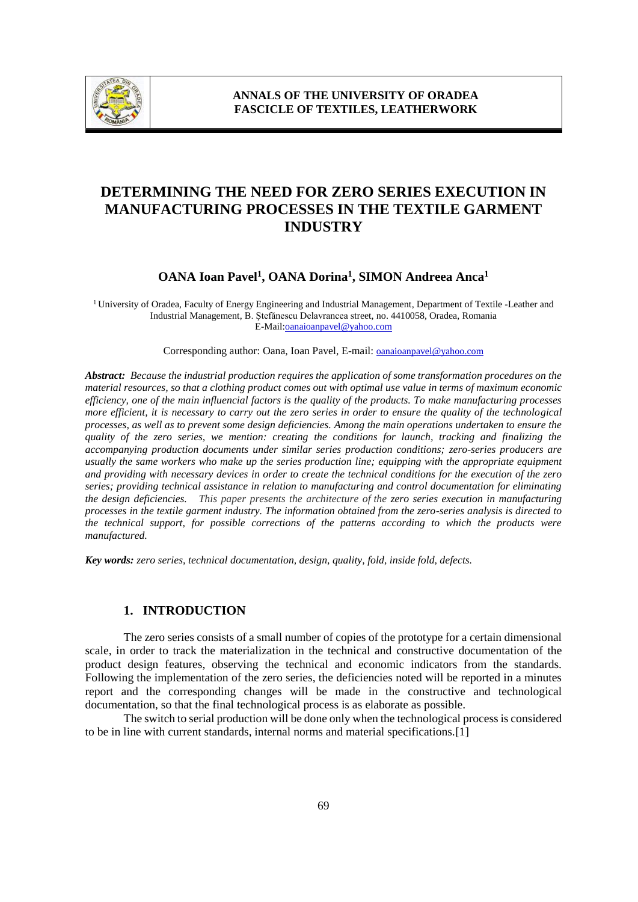# DETERMINING THE NEED FOR ZERO SERIES EXECUTION IN MANUFACTURING PROCESSES IN THE TEXTILE GARMENT INDUSTRY

**OANA Ioan Pavel[1], OANA Dorina[1], SIMON Andreea Anca[1]**

[1] University of Oradea, Faculty of Energy Engineering and Industrial Management, Department of Textile -Leather and Industrial Management, B. Ştefănescu Delavrancea street, no. 4410058, Oradea, Romania
E-Mail:oanaioanpavel@yahoo.com

Corresponding author: Oana, Ioan Pavel, E-mail: oanaioanpavel@yahoo.com

***Abstract:*** *Because the industrial production requires the application of some transformation procedures on the material resources, so that a clothing product comes out with optimal use value in terms of maximum economic efficiency, one of the main influencial factors is the quality of the products. To make manufacturing processes more efficient, it is necessary to carry out the zero series in order to ensure the quality of the technological processes, as well as to prevent some design deficiencies. Among the main operations undertaken to ensure the quality of the zero series, we mention: creating the conditions for launch, tracking and finalizing the accompanying production documents under similar series production conditions; zero-series producers are usually the same workers who make up the series production line; equipping with the appropriate equipment and providing with necessary devices in order to create the technical conditions for the execution of the zero series; providing technical assistance in relation to manufacturing and control documentation for eliminating the design deficiencies. This paper presents the architecture of the zero series execution in manufacturing processes in the textile garment industry. The information obtained from the zero-series analysis is directed to the technical support, for possible corrections of the patterns according to which the products were manufactured.*

***Key words:*** *zero series, technical documentation, design, quality, fold, inside fold, defects.*

## 1. INTRODUCTION

The zero series consists of a small number of copies of the prototype for a certain dimensional scale, in order to track the materialization in the technical and constructive documentation of the product design features, observing the technical and economic indicators from the standards. Following the implementation of the zero series, the deficiencies noted will be reported in a minutes report and the corresponding changes will be made in the constructive and technological documentation, so that the final technological process is as elaborate as possible.

The switch to serial production will be done only when the technological process is considered to be in line with current standards, internal norms and material specifications.[1]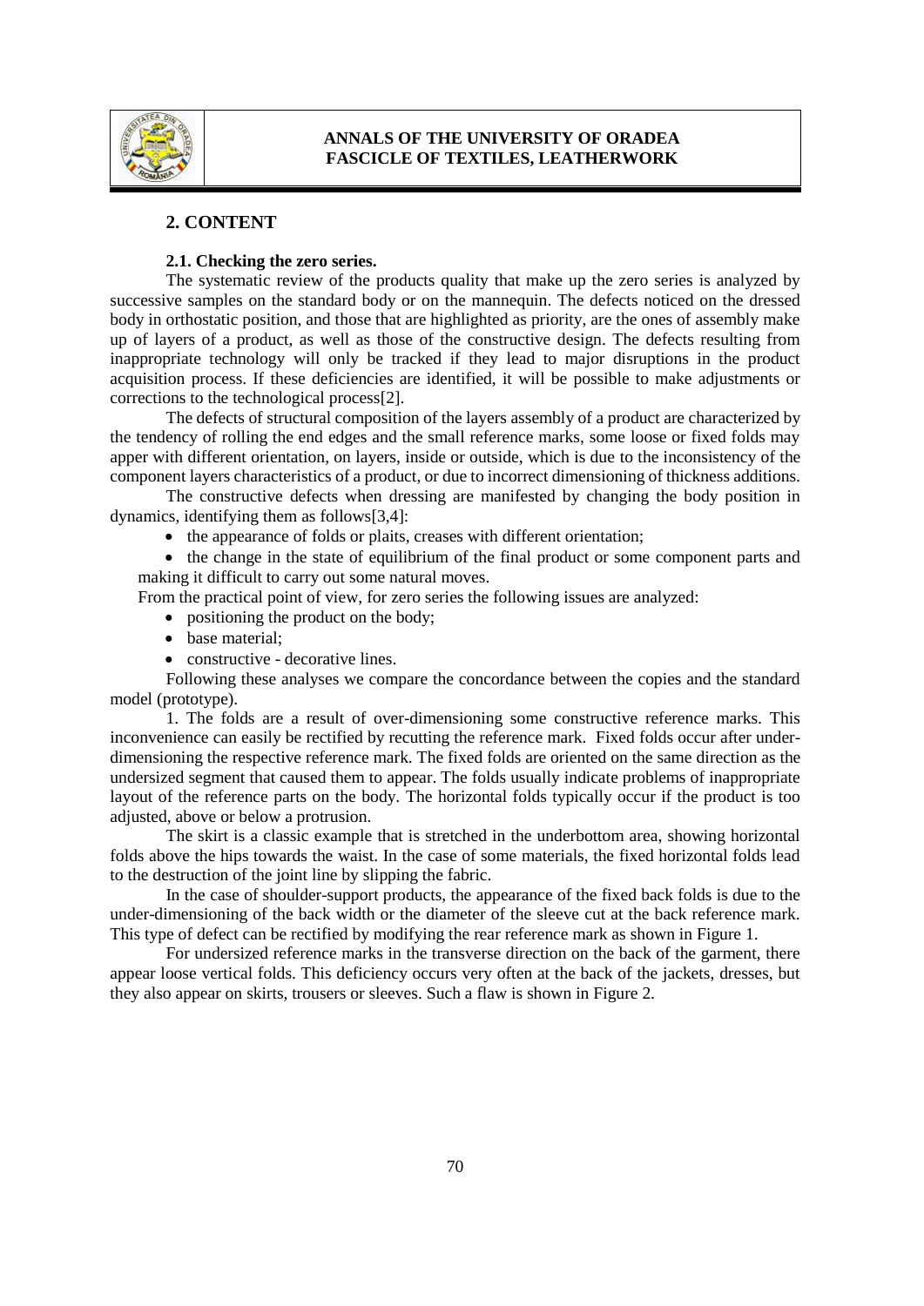## 2. CONTENT

### 2.1. Checking the zero series.

The systematic review of the products quality that make up the zero series is analyzed by successive samples on the standard body or on the mannequin. The defects noticed on the dressed body in orthostatic position, and those that are highlighted as priority, are the ones of assembly make up of layers of a product, as well as those of the constructive design. The defects resulting from inappropriate technology will only be tracked if they lead to major disruptions in the product acquisition process. If these deficiencies are identified, it will be possible to make adjustments or corrections to the technological process[2].

The defects of structural composition of the layers assembly of a product are characterized by the tendency of rolling the end edges and the small reference marks, some loose or fixed folds may apper with different orientation, on layers, inside or outside, which is due to the inconsistency of the component layers characteristics of a product, or due to incorrect dimensioning of thickness additions.

The constructive defects when dressing are manifested by changing the body position in dynamics, identifying them as follows[3,4]:

- the appearance of folds or plaits, creases with different orientation;
- the change in the state of equilibrium of the final product or some component parts and making it difficult to carry out some natural moves.

From the practical point of view, for zero series the following issues are analyzed:

- positioning the product on the body;
- base material;
- constructive - decorative lines.

Following these analyses we compare the concordance between the copies and the standard model (prototype).

1. The folds are a result of over-dimensioning some constructive reference marks. This inconvenience can easily be rectified by recutting the reference mark. Fixed folds occur after under-dimensioning the respective reference mark. The fixed folds are oriented on the same direction as the undersized segment that caused them to appear. The folds usually indicate problems of inappropriate layout of the reference parts on the body. The horizontal folds typically occur if the product is too adjusted, above or below a protrusion.

The skirt is a classic example that is stretched in the underbottom area, showing horizontal folds above the hips towards the waist. In the case of some materials, the fixed horizontal folds lead to the destruction of the joint line by slipping the fabric.

In the case of shoulder-support products, the appearance of the fixed back folds is due to the under-dimensioning of the back width or the diameter of the sleeve cut at the back reference mark. This type of defect can be rectified by modifying the rear reference mark as shown in Figure 1.

For undersized reference marks in the transverse direction on the back of the garment, there appear loose vertical folds. This deficiency occurs very often at the back of the jackets, dresses, but they also appear on skirts, trousers or sleeves. Such a flaw is shown in Figure 2.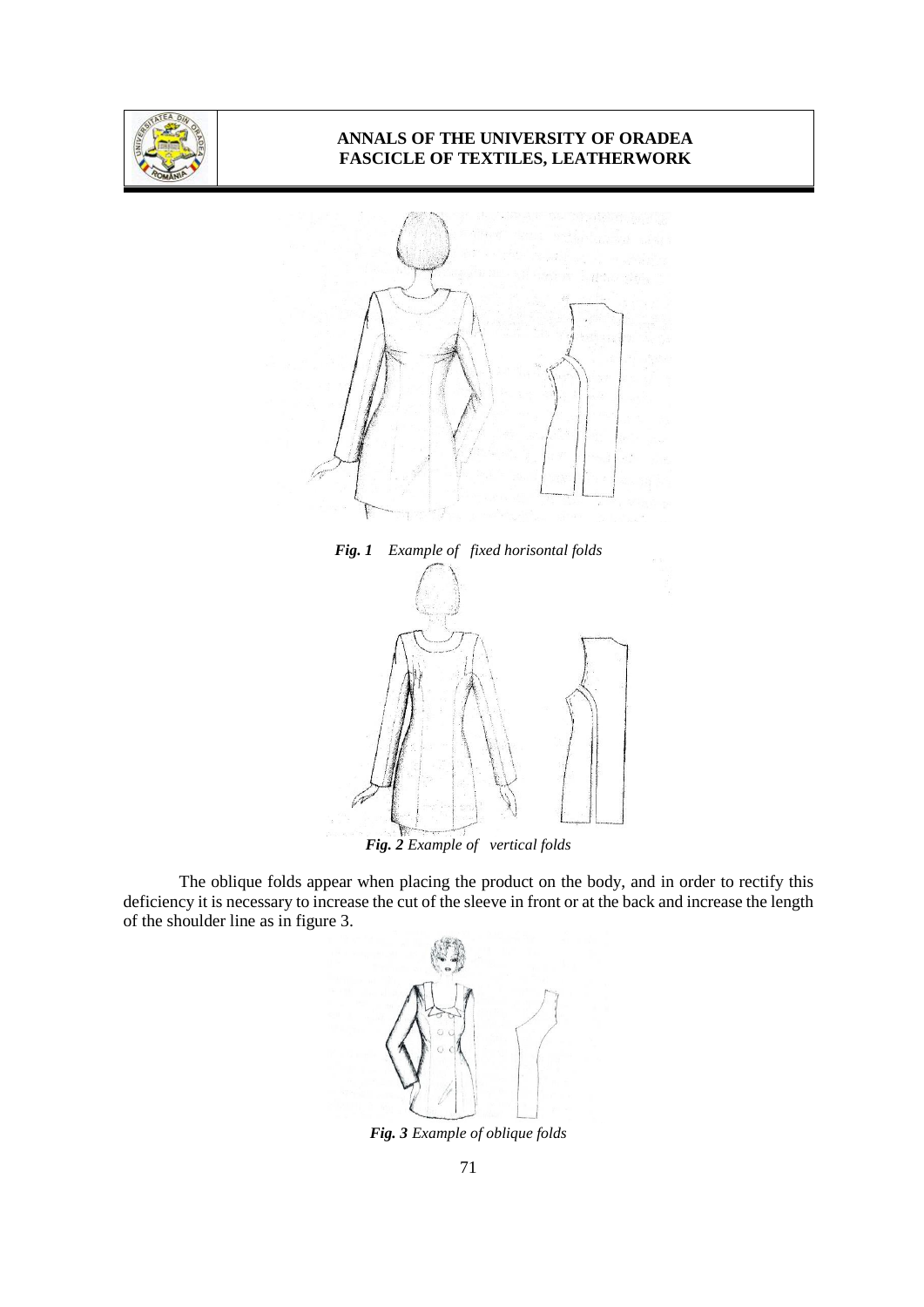*Fig. 1 Example of fixed horisontal folds*

*Fig. 2 Example of vertical folds*

The oblique folds appear when placing the product on the body, and in order to rectify this deficiency it is necessary to increase the cut of the sleeve in front or at the back and increase the length of the shoulder line as in figure 3.

*Fig. 3 Example of oblique folds*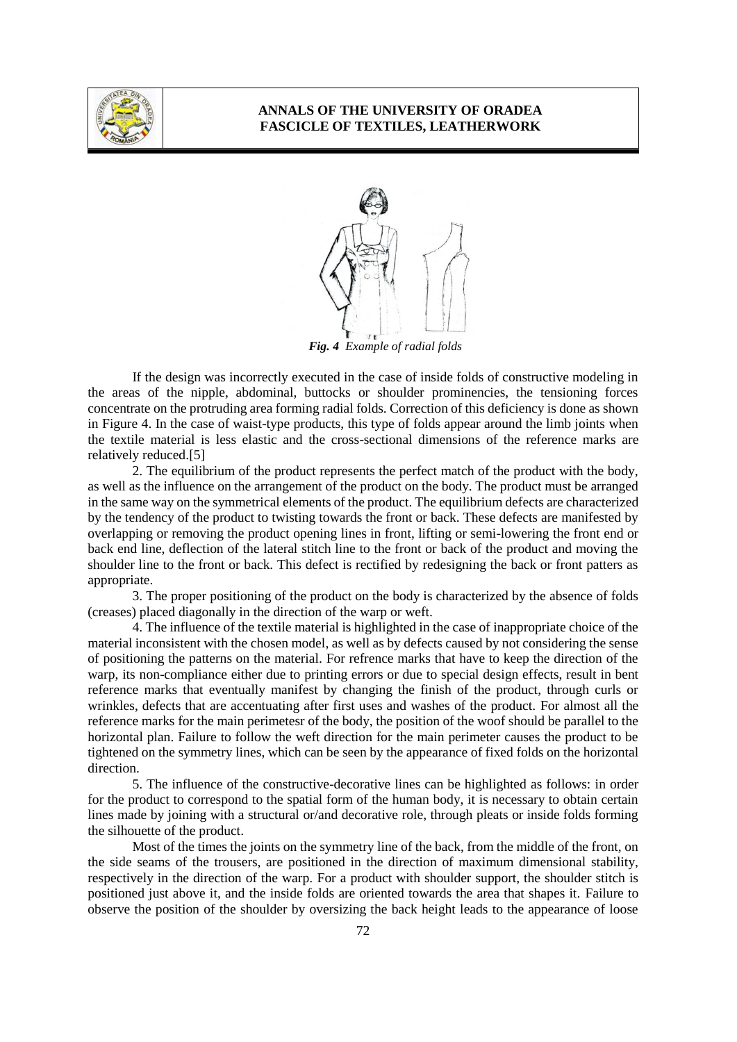*Fig. 4 Example of radial folds*

If the design was incorrectly executed in the case of inside folds of constructive modeling in the areas of the nipple, abdominal, buttocks or shoulder prominencies, the tensioning forces concentrate on the protruding area forming radial folds. Correction of this deficiency is done as shown in Figure 4. In the case of waist-type products, this type of folds appear around the limb joints when the textile material is less elastic and the cross-sectional dimensions of the reference marks are relatively reduced.[5]

2. The equilibrium of the product represents the perfect match of the product with the body, as well as the influence on the arrangement of the product on the body. The product must be arranged in the same way on the symmetrical elements of the product. The equilibrium defects are characterized by the tendency of the product to twisting towards the front or back. These defects are manifested by overlapping or removing the product opening lines in front, lifting or semi-lowering the front end or back end line, deflection of the lateral stitch line to the front or back of the product and moving the shoulder line to the front or back. This defect is rectified by redesigning the back or front patters as appropriate.

3. The proper positioning of the product on the body is characterized by the absence of folds (creases) placed diagonally in the direction of the warp or weft.

4. The influence of the textile material is highlighted in the case of inappropriate choice of the material inconsistent with the chosen model, as well as by defects caused by not considering the sense of positioning the patterns on the material. For refrence marks that have to keep the direction of the warp, its non-compliance either due to printing errors or due to special design effects, result in bent reference marks that eventually manifest by changing the finish of the product, through curls or wrinkles, defects that are accentuating after first uses and washes of the product. For almost all the reference marks for the main perimetesr of the body, the position of the woof should be parallel to the horizontal plan. Failure to follow the weft direction for the main perimeter causes the product to be tightened on the symmetry lines, which can be seen by the appearance of fixed folds on the horizontal direction.

5. The influence of the constructive-decorative lines can be highlighted as follows: in order for the product to correspond to the spatial form of the human body, it is necessary to obtain certain lines made by joining with a structural or/and decorative role, through pleats or inside folds forming the silhouette of the product.

Most of the times the joints on the symmetry line of the back, from the middle of the front, on the side seams of the trousers, are positioned in the direction of maximum dimensional stability, respectively in the direction of the warp. For a product with shoulder support, the shoulder stitch is positioned just above it, and the inside folds are oriented towards the area that shapes it. Failure to observe the position of the shoulder by oversizing the back height leads to the appearance of loose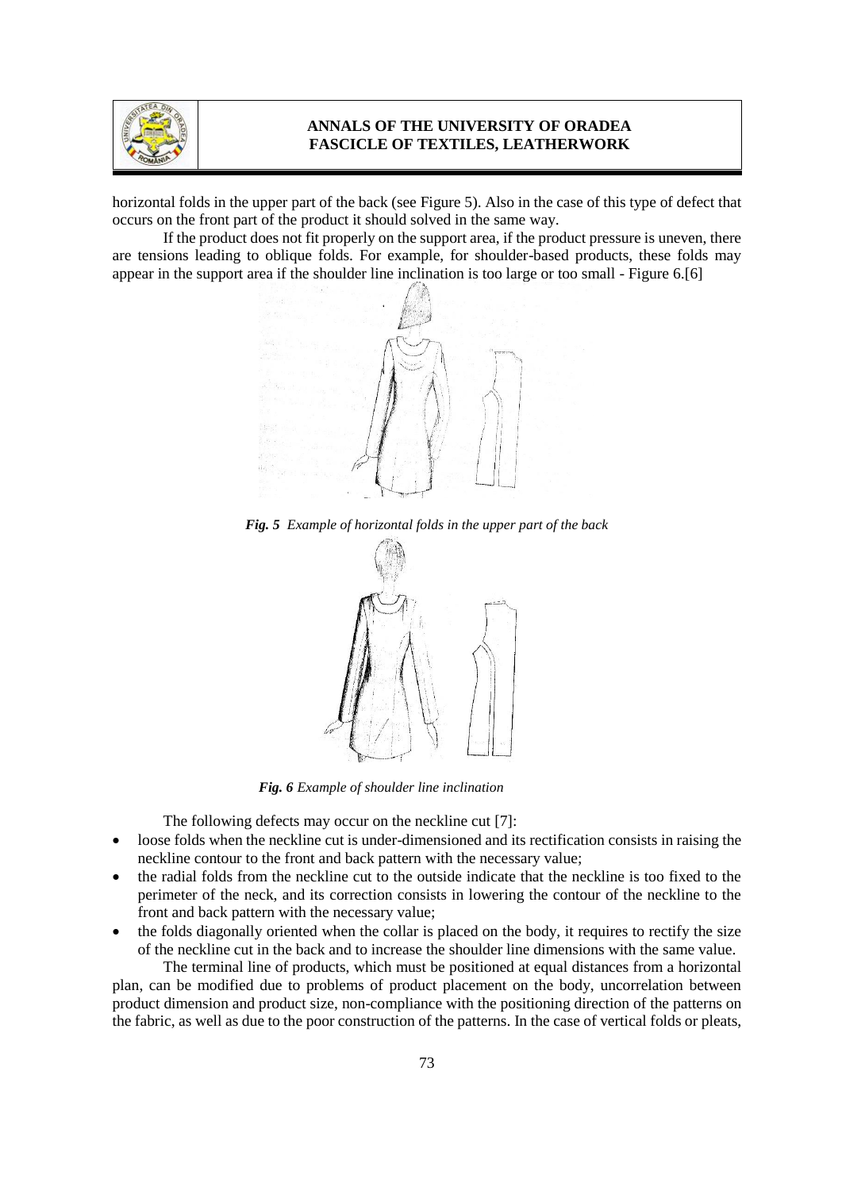horizontal folds in the upper part of the back (see Figure 5). Also in the case of this type of defect that occurs on the front part of the product it should solved in the same way.

If the product does not fit properly on the support area, if the product pressure is uneven, there are tensions leading to oblique folds. For example, for shoulder-based products, these folds may appear in the support area if the shoulder line inclination is too large or too small - Figure 6.[6]

***Fig. 5*** *Example of horizontal folds in the upper part of the back*

***Fig. 6*** *Example of shoulder line inclination*

The following defects may occur on the neckline cut [7]:

- loose folds when the neckline cut is under-dimensioned and its rectification consists in raising the neckline contour to the front and back pattern with the necessary value;
- the radial folds from the neckline cut to the outside indicate that the neckline is too fixed to the perimeter of the neck, and its correction consists in lowering the contour of the neckline to the front and back pattern with the necessary value;
- the folds diagonally oriented when the collar is placed on the body, it requires to rectify the size of the neckline cut in the back and to increase the shoulder line dimensions with the same value.

The terminal line of products, which must be positioned at equal distances from a horizontal plan, can be modified due to problems of product placement on the body, uncorrelation between product dimension and product size, non-compliance with the positioning direction of the patterns on the fabric, as well as due to the poor construction of the patterns. In the case of vertical folds or pleats,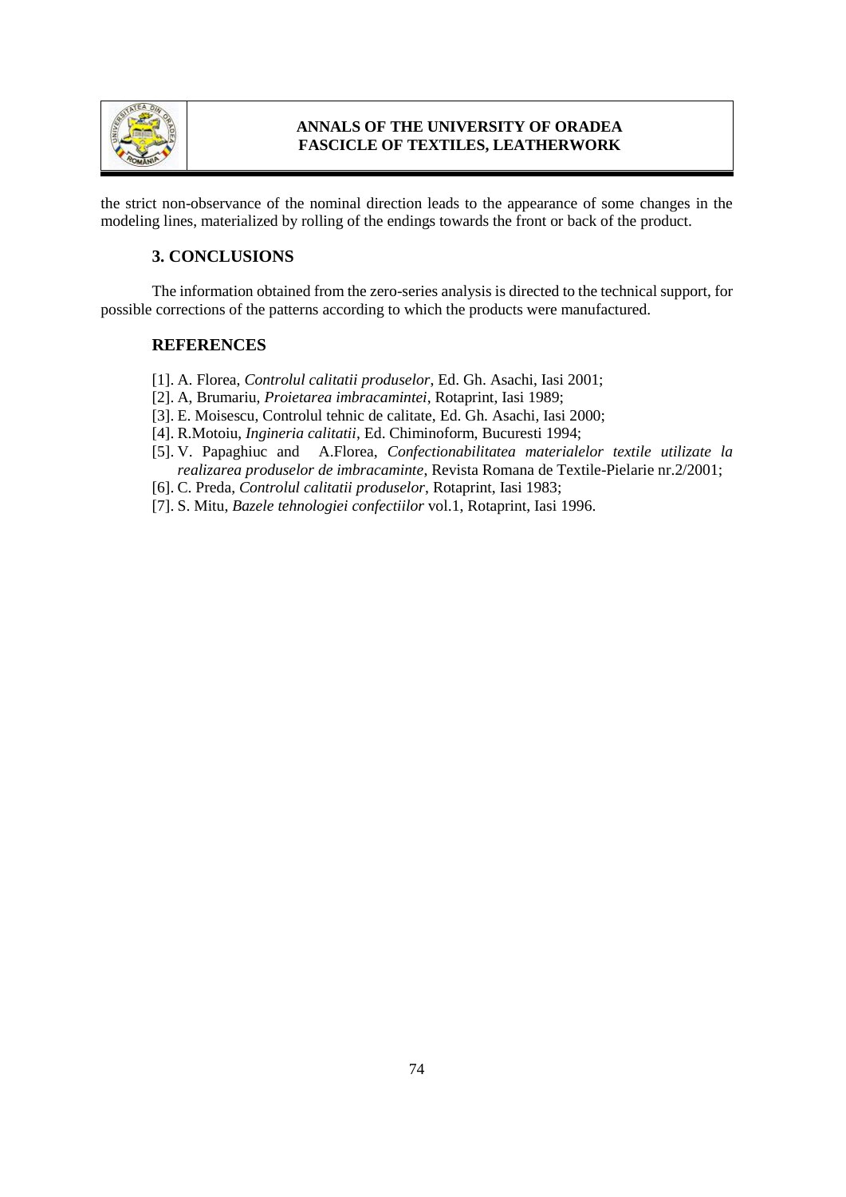the strict non-observance of the nominal direction leads to the appearance of some changes in the modeling lines, materialized by rolling of the endings towards the front or back of the product.

## 3. CONCLUSIONS

The information obtained from the zero-series analysis is directed to the technical support, for possible corrections of the patterns according to which the products were manufactured.

## REFERENCES

[1]. A. Florea, *Controlul calitatii produselor*, Ed. Gh. Asachi, Iasi 2001;

[2]. A, Brumariu, *Proietarea imbracamintei*, Rotaprint, Iasi 1989;

[3]. E. Moisescu, Controlul tehnic de calitate, Ed. Gh. Asachi, Iasi 2000;

[4]. R.Motoiu, *Ingineria calitatii*, Ed. Chiminoform, Bucuresti 1994;

[5]. V. Papaghiuc and A.Florea, *Confectionabilitatea materialelor textile utilizate la realizarea produselor de imbracaminte*, Revista Romana de Textile-Pielarie nr.2/2001;

[6]. C. Preda, *Controlul calitatii produselor*, Rotaprint, Iasi 1983;

[7]. S. Mitu, *Bazele tehnologiei confectiilor* vol.1, Rotaprint, Iasi 1996.